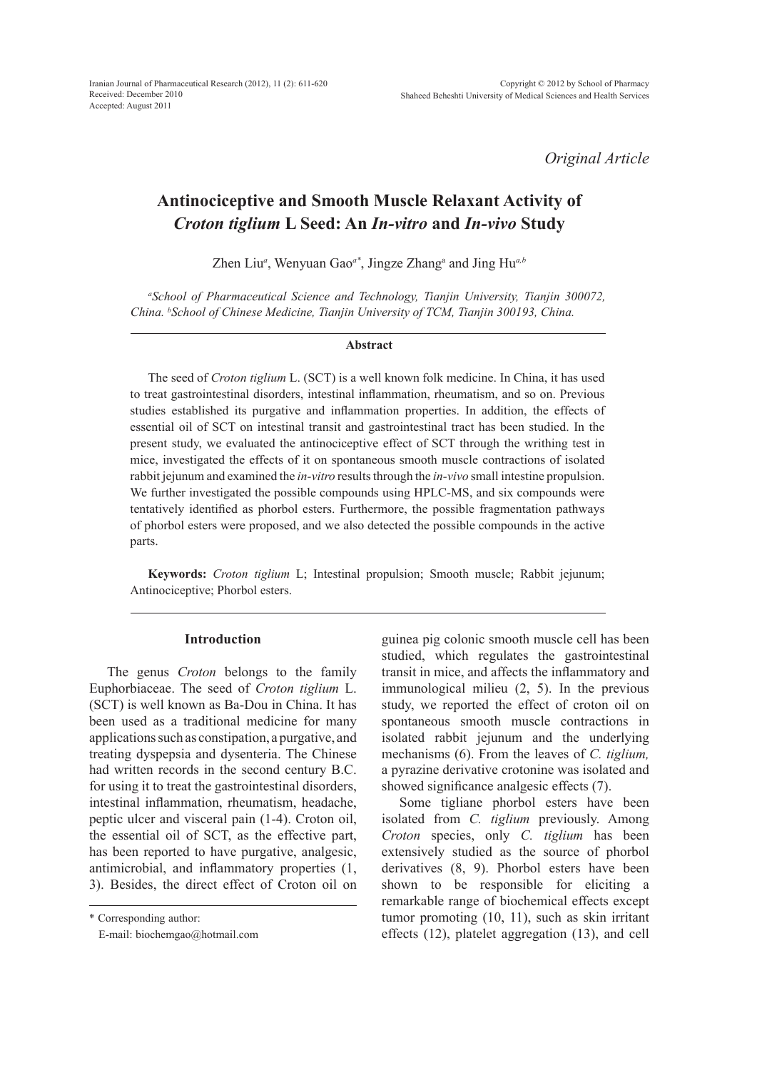Received: December 2010
Accepted: August 2011

*Original Article*

# Antinociceptive and Smooth Muscle Relaxant Activity of *Croton tiglium* L Seed: An *In-vitro* and *In-vivo* Study

Zhen Liu[a], Wenyuan Gao[a*], Jingze Zhang[a] and Jing Hu[a,b]

[a]*School of Pharmaceutical Science and Technology, Tianjin University, Tianjin 300072, China.* [b]*School of Chinese Medicine, Tianjin University of TCM, Tianjin 300193, China.*

## Abstract

The seed of *Croton tiglium* L. (SCT) is a well known folk medicine. In China, it has used to treat gastrointestinal disorders, intestinal inflammation, rheumatism, and so on. Previous studies established its purgative and inflammation properties. In addition, the effects of essential oil of SCT on intestinal transit and gastrointestinal tract has been studied. In the present study, we evaluated the antinociceptive effect of SCT through the writhing test in mice, investigated the effects of it on spontaneous smooth muscle contractions of isolated rabbit jejunum and examined the *in-vitro* results through the *in-vivo* small intestine propulsion. We further investigated the possible compounds using HPLC-MS, and six compounds were tentatively identified as phorbol esters. Furthermore, the possible fragmentation pathways of phorbol esters were proposed, and we also detected the possible compounds in the active parts.

**Keywords:** *Croton tiglium* L; Intestinal propulsion; Smooth muscle; Rabbit jejunum; Antinociceptive; Phorbol esters.

## Introduction

The genus *Croton* belongs to the family Euphorbiaceae. The seed of *Croton tiglium* L. (SCT) is well known as Ba-Dou in China. It has been used as a traditional medicine for many applications such as constipation, a purgative, and treating dyspepsia and dysenteria. The Chinese had written records in the second century B.C. for using it to treat the gastrointestinal disorders, intestinal inflammation, rheumatism, headache, peptic ulcer and visceral pain (1-4). Croton oil, the essential oil of SCT, as the effective part, has been reported to have purgative, analgesic, antimicrobial, and inflammatory properties (1, 3). Besides, the direct effect of Croton oil on guinea pig colonic smooth muscle cell has been studied, which regulates the gastrointestinal transit in mice, and affects the inflammatory and immunological milieu (2, 5). In the previous study, we reported the effect of croton oil on spontaneous smooth muscle contractions in isolated rabbit jejunum and the underlying mechanisms (6). From the leaves of *C. tiglium,* a pyrazine derivative crotonine was isolated and showed significance analgesic effects (7).

Some tigliane phorbol esters have been isolated from *C. tiglium* previously. Among *Croton* species, only *C. tiglium* has been extensively studied as the source of phorbol derivatives (8, 9). Phorbol esters have been shown to be responsible for eliciting a remarkable range of biochemical effects except tumor promoting (10, 11), such as skin irritant effects (12), platelet aggregation (13), and cell

\* Corresponding author:
E-mail: biochemgao@hotmail.com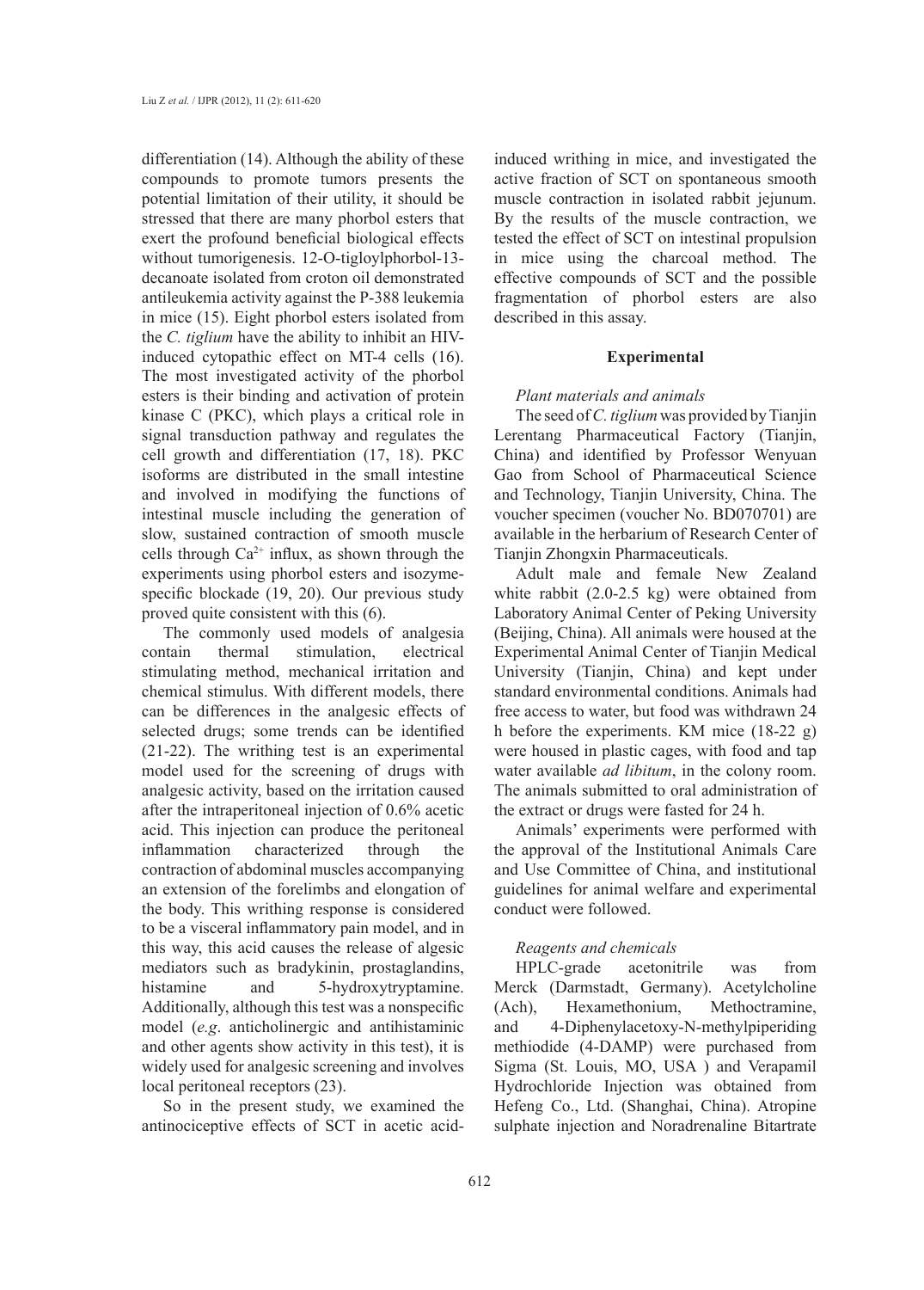differentiation (14). Although the ability of these compounds to promote tumors presents the potential limitation of their utility, it should be stressed that there are many phorbol esters that exert the profound beneficial biological effects without tumorigenesis. 12-O-tigloylphorbol-13-decanoate isolated from croton oil demonstrated antileukemia activity against the P-388 leukemia in mice (15). Eight phorbol esters isolated from the *C. tiglium* have the ability to inhibit an HIV-induced cytopathic effect on MT-4 cells (16). The most investigated activity of the phorbol esters is their binding and activation of protein kinase C (PKC), which plays a critical role in signal transduction pathway and regulates the cell growth and differentiation (17, 18). PKC isoforms are distributed in the small intestine and involved in modifying the functions of intestinal muscle including the generation of slow, sustained contraction of smooth muscle cells through $Ca^{2+}$ influx, as shown through the experiments using phorbol esters and isozyme-specific blockade (19, 20). Our previous study proved quite consistent with this (6).

The commonly used models of analgesia contain thermal stimulation, electrical stimulating method, mechanical irritation and chemical stimulus. With different models, there can be differences in the analgesic effects of selected drugs; some trends can be identified (21-22). The writhing test is an experimental model used for the screening of drugs with analgesic activity, based on the irritation caused after the intraperitoneal injection of 0.6% acetic acid. This injection can produce the peritoneal inflammation characterized through the contraction of abdominal muscles accompanying an extension of the forelimbs and elongation of the body. This writhing response is considered to be a visceral inflammatory pain model, and in this way, this acid causes the release of algesic mediators such as bradykinin, prostaglandins, histamine and 5-hydroxytryptamine. Additionally, although this test was a nonspecific model (*e.g*. anticholinergic and antihistaminic and other agents show activity in this test), it is widely used for analgesic screening and involves local peritoneal receptors (23).

So in the present study, we examined the antinociceptive effects of SCT in acetic acid-induced writhing in mice, and investigated the active fraction of SCT on spontaneous smooth muscle contraction in isolated rabbit jejunum. By the results of the muscle contraction, we tested the effect of SCT on intestinal propulsion in mice using the charcoal method. The effective compounds of SCT and the possible fragmentation of phorbol esters are also described in this assay.

## Experimental

### *Plant materials and animals*

The seed of *C. tiglium* was provided by Tianjin Lerentang Pharmaceutical Factory (Tianjin, China) and identified by Professor Wenyuan Gao from School of Pharmaceutical Science and Technology, Tianjin University, China. The voucher specimen (voucher No. BD070701) are available in the herbarium of Research Center of Tianjin Zhongxin Pharmaceuticals.

Adult male and female New Zealand white rabbit (2.0-2.5 kg) were obtained from Laboratory Animal Center of Peking University (Beijing, China). All animals were housed at the Experimental Animal Center of Tianjin Medical University (Tianjin, China) and kept under standard environmental conditions. Animals had free access to water, but food was withdrawn 24 h before the experiments. KM mice (18-22 g) were housed in plastic cages, with food and tap water available *ad libitum*, in the colony room. The animals submitted to oral administration of the extract or drugs were fasted for 24 h.

Animals' experiments were performed with the approval of the Institutional Animals Care and Use Committee of China, and institutional guidelines for animal welfare and experimental conduct were followed.

### *Reagents and chemicals*

HPLC-grade acetonitrile was from Merck (Darmstadt, Germany). Acetylcholine (Ach), Hexamethonium, Methoctramine, and 4-Diphenylacetoxy-N-methylpiperiding methiodide (4-DAMP) were purchased from Sigma (St. Louis, MO, USA ) and Verapamil Hydrochloride Injection was obtained from Hefeng Co., Ltd. (Shanghai, China). Atropine sulphate injection and Noradrenaline Bitartrate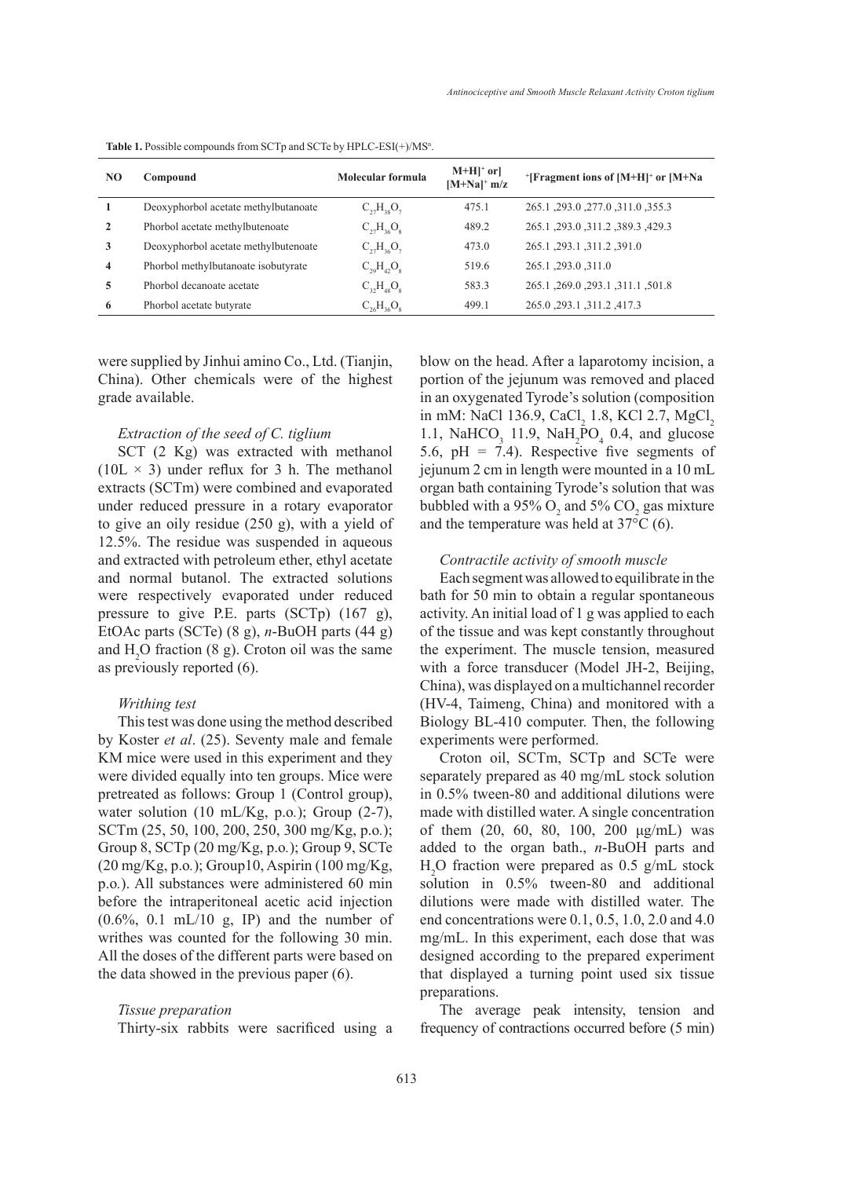**Table 1.** Possible compounds from SCTp and SCTe by HPLC-ESI(+)/MS[n].

| NO | Compound | Molecular formula | $[M+H]^+$ or $[M+Na]^+$ m/z | Fragment ions of $[M+H]^+$ or $[M+Na]^+$ |
|---|---|---|---|---|
| 1 | Deoxyphorbol acetate methylbutanoate | $C_{27}H_{38}O_7$ | 475.1 | 265.1 ,293.0 ,277.0 ,311.0 ,355.3 |
| 2 | Phorbol acetate methylbutenoate | $C_{27}H_{36}O_8$ | 489.2 | 265.1 ,293.0 ,311.2 ,389.3 ,429.3 |
| 3 | Deoxyphorbol acetate methylbutenoate | $C_{27}H_{36}O_7$ | 473.0 | 265.1 ,293.1 ,311.2 ,391.0 |
| 4 | Phorbol methylbutanoate isobutyrate | $C_{29}H_{42}O_8$ | 519.6 | 265.1 ,293.0 ,311.0 |
| 5 | Phorbol decanoate acetate | $C_{32}H_{48}O_8$ | 583.3 | 265.1 ,269.0 ,293.1 ,311.1 ,501.8 |
| 6 | Phorbol acetate butyrate | $C_{26}H_{36}O_8$ | 499.1 | 265.0 ,293.1 ,311.2 ,417.3 |

were supplied by Jinhui amino Co., Ltd. (Tianjin, China). Other chemicals were of the highest grade available.

### *Extraction of the seed of C. tiglium*

SCT (2 Kg) was extracted with methanol (10L × 3) under reflux for 3 h. The methanol extracts (SCTm) were combined and evaporated under reduced pressure in a rotary evaporator to give an oily residue (250 g), with a yield of 12.5%. The residue was suspended in aqueous and extracted with petroleum ether, ethyl acetate and normal butanol. The extracted solutions were respectively evaporated under reduced pressure to give P.E. parts (SCTp) (167 g), EtOAc parts (SCTe) (8 g), *n*-BuOH parts (44 g) and $H_2O$ fraction (8 g). Croton oil was the same as previously reported (6).

### *Writhing test*

This test was done using the method described by Koster *et al*. (25). Seventy male and female KM mice were used in this experiment and they were divided equally into ten groups. Mice were pretreated as follows: Group 1 (Control group), water solution (10 mL/Kg, p.o.); Group (2-7), SCTm (25, 50, 100, 200, 250, 300 mg/Kg, p.o.); Group 8, SCTp (20 mg/Kg, p.o.); Group 9, SCTe (20 mg/Kg, p.o.); Group10, Aspirin (100 mg/Kg, p.o.). All substances were administered 60 min before the intraperitoneal acetic acid injection (0.6%, 0.1 mL/10 g, IP) and the number of writhes was counted for the following 30 min. All the doses of the different parts were based on the data showed in the previous paper (6).

### *Tissue preparation*

Thirty-six rabbits were sacrificed using a blow on the head. After a laparotomy incision, a portion of the jejunum was removed and placed in an oxygenated Tyrode's solution (composition in mM: NaCl 136.9, $CaCl_2$ 1.8, KCl 2.7, $MgCl_2$ 1.1, $NaHCO_3$ 11.9, $NaH_2PO_4$ 0.4, and glucose 5.6, pH = 7.4). Respective five segments of jejunum 2 cm in length were mounted in a 10 mL organ bath containing Tyrode's solution that was bubbled with a 95% $O_2$ and 5% $CO_2$ gas mixture and the temperature was held at 37°C (6).

### *Contractile activity of smooth muscle*

Each segment was allowed to equilibrate in the bath for 50 min to obtain a regular spontaneous activity. An initial load of 1 g was applied to each of the tissue and was kept constantly throughout the experiment. The muscle tension, measured with a force transducer (Model JH-2, Beijing, China), was displayed on a multichannel recorder (HV-4, Taimeng, China) and monitored with a Biology BL-410 computer. Then, the following experiments were performed.

Croton oil, SCTm, SCTp and SCTe were separately prepared as 40 mg/mL stock solution in 0.5% tween-80 and additional dilutions were made with distilled water. A single concentration of them (20, 60, 80, 100, 200 μg/mL) was added to the organ bath., *n*-BuOH parts and $H_2O$ fraction were prepared as 0.5 g/mL stock solution in 0.5% tween-80 and additional dilutions were made with distilled water. The end concentrations were 0.1, 0.5, 1.0, 2.0 and 4.0 mg/mL. In this experiment, each dose that was designed according to the prepared experiment that displayed a turning point used six tissue preparations.

The average peak intensity, tension and frequency of contractions occurred before (5 min)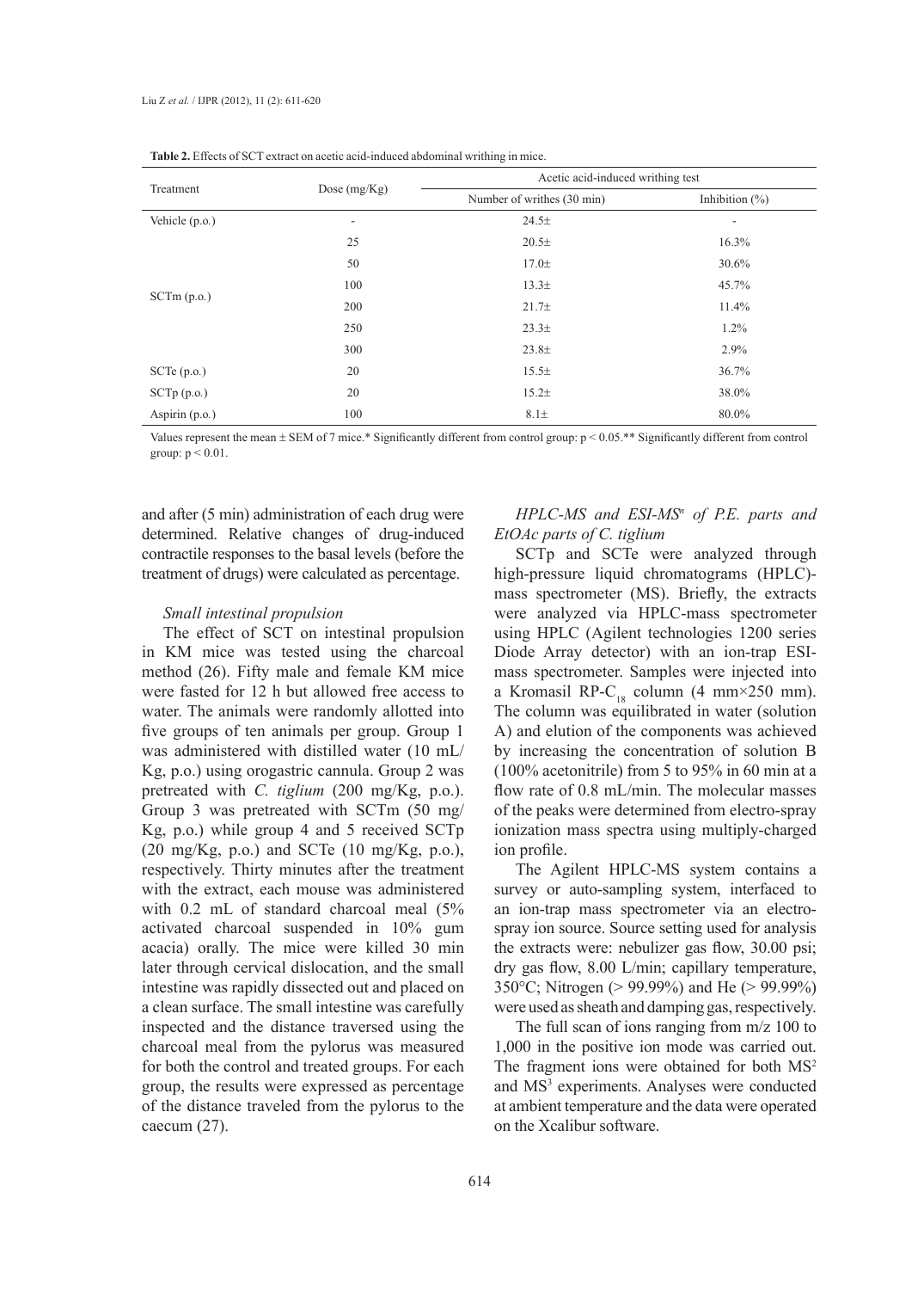**Table 2.** Effects of SCT extract on acetic acid-induced abdominal writhing in mice.

| Treatment | Dose (mg/Kg) | Acetic acid-induced writhing test | |
|---|---|---|---|
| | | Number of writhes (30 min) | Inhibition (%) |
| Vehicle (p.o.) | - | 24.5± | - |
| SCTm (p.o.) | 25 | 20.5± | 16.3% |
| | 50 | 17.0± | 30.6% |
| | 100 | 13.3± | 45.7% |
| | 200 | 21.7± | 11.4% |
| | 250 | 23.3± | 1.2% |
| | 300 | 23.8± | 2.9% |
| SCTe (p.o.) | 20 | 15.5± | 36.7% |
| SCTp (p.o.) | 20 | 15.2± | 38.0% |
| Aspirin (p.o.) | 100 | 8.1± | 80.0% |

Values represent the mean ± SEM of 7 mice.* Significantly different from control group: $p < 0.05$.** Significantly different from control group: $p < 0.01$.

and after (5 min) administration of each drug were determined. Relative changes of drug-induced contractile responses to the basal levels (before the treatment of drugs) were calculated as percentage.

*Small intestinal propulsion*

The effect of SCT on intestinal propulsion in KM mice was tested using the charcoal method (26). Fifty male and female KM mice were fasted for 12 h but allowed free access to water. The animals were randomly allotted into five groups of ten animals per group. Group 1 was administered with distilled water (10 mL/Kg, p.o.) using orogastric cannula. Group 2 was pretreated with *C. tiglium* (200 mg/Kg, p.o.). Group 3 was pretreated with SCTm (50 mg/Kg, p.o.) while group 4 and 5 received SCTp (20 mg/Kg, p.o.) and SCTe (10 mg/Kg, p.o.), respectively. Thirty minutes after the treatment with the extract, each mouse was administered with 0.2 mL of standard charcoal meal (5% activated charcoal suspended in 10% gum acacia) orally. The mice were killed 30 min later through cervical dislocation, and the small intestine was rapidly dissected out and placed on a clean surface. The small intestine was carefully inspected and the distance traversed using the charcoal meal from the pylorus was measured for both the control and treated groups. For each group, the results were expressed as percentage of the distance traveled from the pylorus to the caecum (27).

*HPLC-MS and ESI-MS$^n$ of P.E. parts and EtOAc parts of C. tiglium*

SCTp and SCTe were analyzed through high-pressure liquid chromatograms (HPLC)-mass spectrometer (MS). Briefly, the extracts were analyzed via HPLC-mass spectrometer using HPLC (Agilent technologies 1200 series Diode Array detector) with an ion-trap ESI-mass spectrometer. Samples were injected into a Kromasil RP-$C_{18}$ column (4 mm×250 mm). The column was equilibrated in water (solution A) and elution of the components was achieved by increasing the concentration of solution B (100% acetonitrile) from 5 to 95% in 60 min at a flow rate of 0.8 mL/min. The molecular masses of the peaks were determined from electro-spray ionization mass spectra using multiply-charged ion profile.

The Agilent HPLC-MS system contains a survey or auto-sampling system, interfaced to an ion-trap mass spectrometer via an electro-spray ion source. Source setting used for analysis the extracts were: nebulizer gas flow, 30.00 psi; dry gas flow, 8.00 L/min; capillary temperature, 350°C; Nitrogen (> 99.99%) and He (> 99.99%) were used as sheath and damping gas, respectively.

The full scan of ions ranging from m/z 100 to 1,000 in the positive ion mode was carried out. The fragment ions were obtained for both $MS^2$ and $MS^3$ experiments. Analyses were conducted at ambient temperature and the data were operated on the Xcalibur software.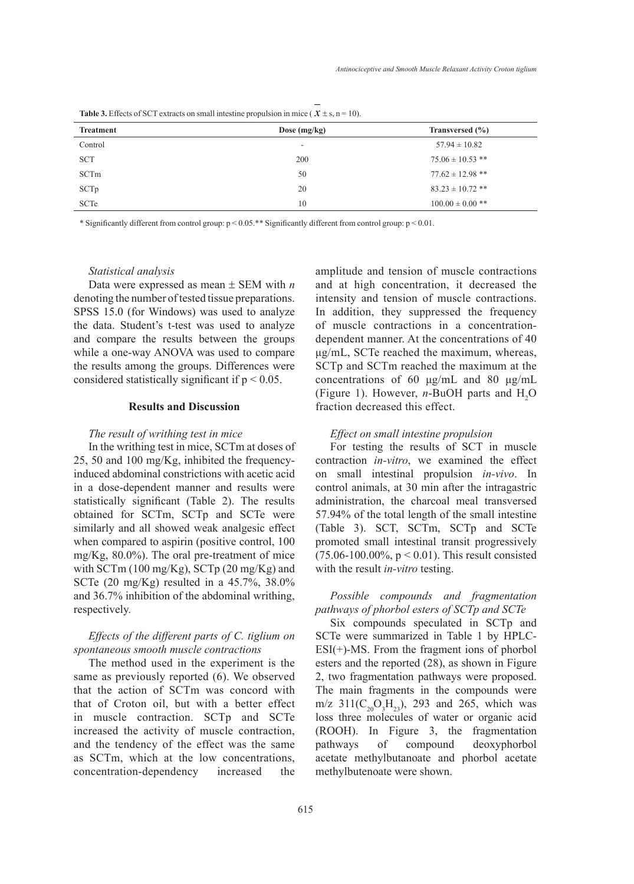**Table 3.** Effects of SCT extracts on small intestine propulsion in mice ( $\bar{x} \pm s$, n = 10).

| Treatment | Dose (mg/kg) | Transversed (%) |
|---|---|---|
| Control | - | 57.94 ± 10.82 |
| SCT | 200 | 75.06 ± 10.53 ** |
| SCTm | 50 | 77.62 ± 12.98 ** |
| SCTp | 20 | 83.23 ± 10.72 ** |
| SCTe | 10 | 100.00 ± 0.00 ** |

* Significantly different from control group: $p < 0.05$.** Significantly different from control group: $p < 0.01$.

*Statistical analysis*

Data were expressed as mean ± SEM with *n* denoting the number of tested tissue preparations. SPSS 15.0 (for Windows) was used to analyze the data. Student's t-test was used to analyze and compare the results between the groups while a one-way ANOVA was used to compare the results among the groups. Differences were considered statistically significant if $p < 0.05$.

## Results and Discussion

*The result of writhing test in mice*

In the writhing test in mice, SCTm at doses of 25, 50 and 100 mg/Kg, inhibited the frequency-induced abdominal constrictions with acetic acid in a dose-dependent manner and results were statistically significant (Table 2). The results obtained for SCTm, SCTp and SCTe were similarly and all showed weak analgesic effect when compared to aspirin (positive control, 100 mg/Kg, 80.0%). The oral pre-treatment of mice with SCTm (100 mg/Kg), SCTp (20 mg/Kg) and SCTe (20 mg/Kg) resulted in a 45.7%, 38.0% and 36.7% inhibition of the abdominal writhing, respectively.

*Effects of the different parts of C. tiglium on spontaneous smooth muscle contractions*

The method used in the experiment is the same as previously reported (6). We observed that the action of SCTm was concord with that of Croton oil, but with a better effect in muscle contraction. SCTp and SCTe increased the activity of muscle contraction, and the tendency of the effect was the same as SCTm, which at the low concentrations, concentration-dependency increased the amplitude and tension of muscle contractions and at high concentration, it decreased the intensity and tension of muscle contractions. In addition, they suppressed the frequency of muscle contractions in a concentration-dependent manner. At the concentrations of 40 μg/mL, SCTe reached the maximum, whereas, SCTp and SCTm reached the maximum at the concentrations of 60 μg/mL and 80 μg/mL (Figure 1). However, *n*-BuOH parts and $H_2O$ fraction decreased this effect.

*Effect on small intestine propulsion*

For testing the results of SCT in muscle contraction *in-vitro*, we examined the effect on small intestinal propulsion *in-vivo*. In control animals, at 30 min after the intragastric administration, the charcoal meal transversed 57.94% of the total length of the small intestine (Table 3). SCT, SCTm, SCTp and SCTe promoted small intestinal transit progressively (75.06-100.00%, $p < 0.01$). This result consisted with the result *in-vitro* testing.

*Possible compounds and fragmentation pathways of phorbol esters of SCTp and SCTe*

Six compounds speculated in SCTp and SCTe were summarized in Table 1 by HPLC-ESI(+)-MS. From the fragment ions of phorbol esters and the reported (28), as shown in Figure 2, two fragmentation pathways were proposed. The main fragments in the compounds were m/z 311($C_{20}O_3H_{23}$), 293 and 265, which was loss three molecules of water or organic acid (ROOH). In Figure 3, the fragmentation pathways of compound deoxyphorbol acetate methylbutanoate and phorbol acetate methylbutenoate were shown.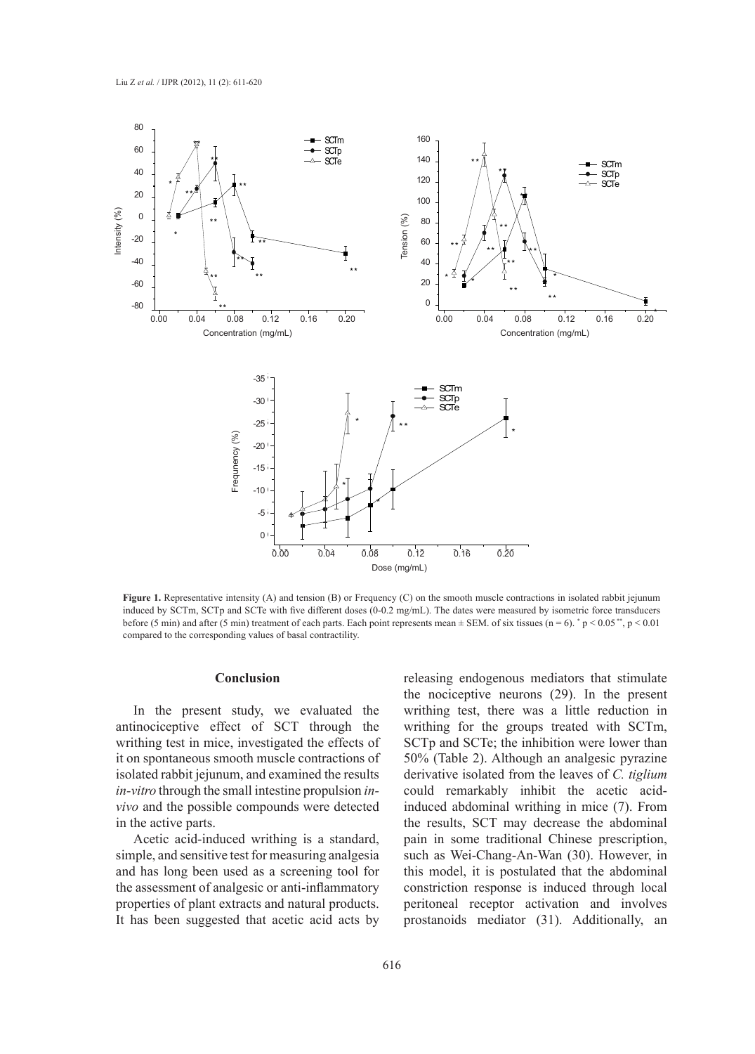**Figure 1.** Representative intensity (A) and tension (B) or Frequency (C) on the smooth muscle contractions in isolated rabbit jejunum induced by SCTm, SCTp and SCTe with five different doses (0-0.2 mg/mL). The dates were measured by isometric force transducers before (5 min) and after (5 min) treatment of each parts. Each point represents mean ± SEM. of six tissues (n = 6). * p < 0.05 **, p < 0.01 compared to the corresponding values of basal contractility.

## Conclusion

In the present study, we evaluated the antinociceptive effect of SCT through the writhing test in mice, investigated the effects of it on spontaneous smooth muscle contractions of isolated rabbit jejunum, and examined the results *in-vitro* through the small intestine propulsion *in-vivo* and the possible compounds were detected in the active parts.

Acetic acid-induced writhing is a standard, simple, and sensitive test for measuring analgesia and has long been used as a screening tool for the assessment of analgesic or anti-inflammatory properties of plant extracts and natural products. It has been suggested that acetic acid acts by releasing endogenous mediators that stimulate the nociceptive neurons (29). In the present writhing test, there was a little reduction in writhing for the groups treated with SCTm, SCTp and SCTe; the inhibition were lower than 50% (Table 2). Although an analgesic pyrazine derivative isolated from the leaves of *C. tiglium* could remarkably inhibit the acetic acid-induced abdominal writhing in mice (7). From the results, SCT may decrease the abdominal pain in some traditional Chinese prescription, such as Wei-Chang-An-Wan (30). However, in this model, it is postulated that the abdominal constriction response is induced through local peritoneal receptor activation and involves prostanoids mediator (31). Additionally, an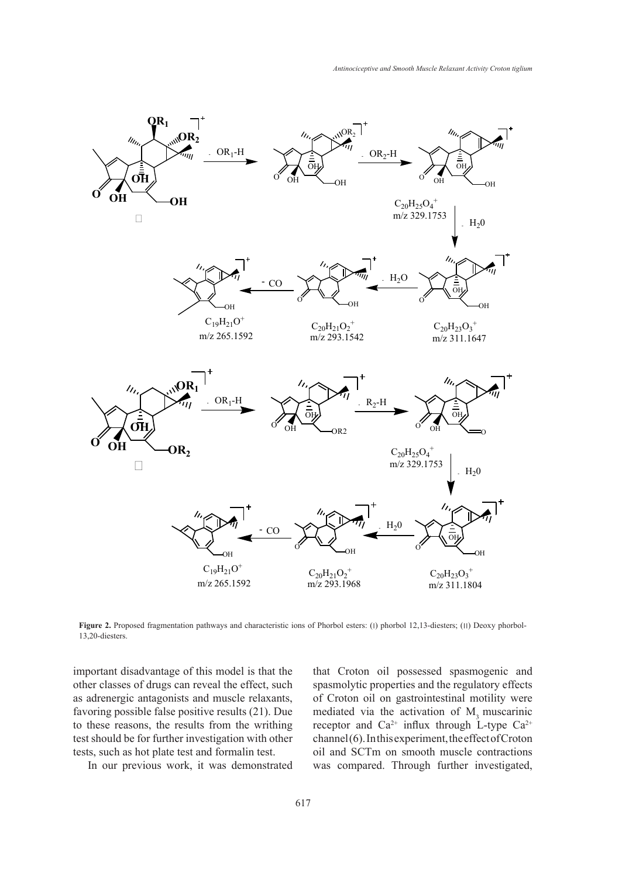**Figure 2.** Proposed fragmentation pathways and characteristic ions of Phorbol esters: (I) phorbol 12,13-diesters; (II) Deoxy phorbol-13,20-diesters.

important disadvantage of this model is that the other classes of drugs can reveal the effect, such as adrenergic antagonists and muscle relaxants, favoring possible false positive results (21). Due to these reasons, the results from the writhing test should be for further investigation with other tests, such as hot plate test and formalin test.

In our previous work, it was demonstrated that Croton oil possessed spasmogenic and spasmolytic properties and the regulatory effects of Croton oil on gastrointestinal motility were mediated via the activation of $M_3$ muscarinic receptor and $Ca^{2+}$ influx through L-type $Ca^{2+}$ channel (6). In this experiment, the effect of Croton oil and SCTm on smooth muscle contractions was compared. Through further investigated,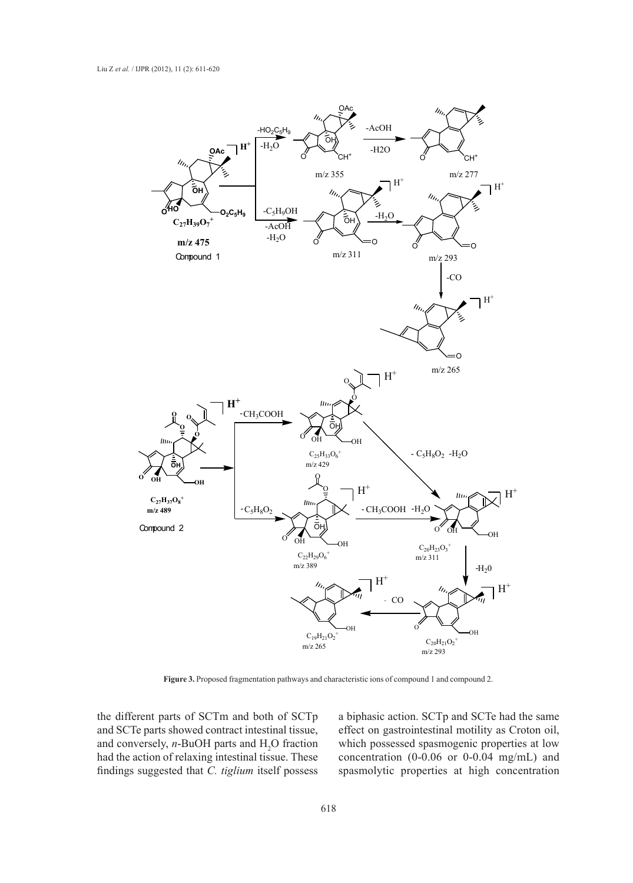**Figure 3.** Proposed fragmentation pathways and characteristic ions of compound 1 and compound 2.

the different parts of SCTm and both of SCTp and SCTe parts showed contract intestinal tissue, and conversely, *n*-BuOH parts and $H_2O$ fraction had the action of relaxing intestinal tissue. These findings suggested that *C. tiglium* itself possess a biphasic action. SCTp and SCTe had the same effect on gastrointestinal motility as Croton oil, which possessed spasmogenic properties at low concentration (0-0.06 or 0-0.04 mg/mL) and spasmolytic properties at high concentration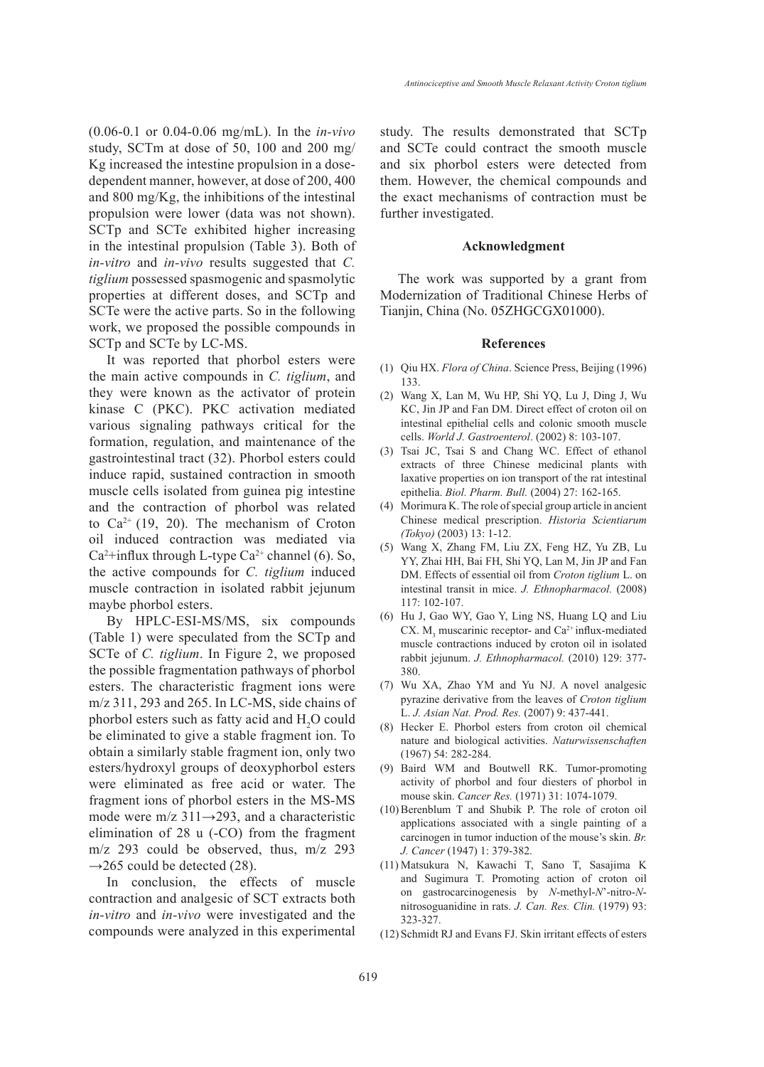(0.06-0.1 or 0.04-0.06 mg/mL). In the *in-vivo* study, SCTm at dose of 50, 100 and 200 mg/Kg increased the intestine propulsion in a dose-dependent manner, however, at dose of 200, 400 and 800 mg/Kg, the inhibitions of the intestinal propulsion were lower (data was not shown). SCTp and SCTe exhibited higher increasing in the intestinal propulsion (Table 3). Both of *in-vitro* and *in-vivo* results suggested that *C. tiglium* possessed spasmogenic and spasmolytic properties at different doses, and SCTp and SCTe were the active parts. So in the following work, we proposed the possible compounds in SCTp and SCTe by LC-MS.

It was reported that phorbol esters were the main active compounds in *C. tiglium*, and they were known as the activator of protein kinase C (PKC). PKC activation mediated various signaling pathways critical for the formation, regulation, and maintenance of the gastrointestinal tract (32). Phorbol esters could induce rapid, sustained contraction in smooth muscle cells isolated from guinea pig intestine and the contraction of phorbol was related to $Ca^{2+}$ (19, 20). The mechanism of Croton oil induced contraction was mediated via $Ca^{2+}$+influx through L-type $Ca^{2+}$ channel (6). So, the active compounds for *C. tiglium* induced muscle contraction in isolated rabbit jejunum maybe phorbol esters.

By HPLC-ESI-MS/MS, six compounds (Table 1) were speculated from the SCTp and SCTe of *C. tiglium*. In Figure 2, we proposed the possible fragmentation pathways of phorbol esters. The characteristic fragment ions were m/z 311, 293 and 265. In LC-MS, side chains of phorbol esters such as fatty acid and $H_2O$ could be eliminated to give a stable fragment ion. To obtain a similarly stable fragment ion, only two esters/hydroxyl groups of deoxyphorbol esters were eliminated as free acid or water. The fragment ions of phorbol esters in the MS-MS mode were m/z 311→293, and a characteristic elimination of 28 u (-CO) from the fragment m/z 293 could be observed, thus, m/z 293 →265 could be detected (28).

In conclusion, the effects of muscle contraction and analgesic of SCT extracts both *in-vitro* and *in-vivo* were investigated and the compounds were analyzed in this experimental study. The results demonstrated that SCTp and SCTe could contract the smooth muscle and six phorbol esters were detected from them. However, the chemical compounds and the exact mechanisms of contraction must be further investigated.

## Acknowledgment

The work was supported by a grant from Modernization of Traditional Chinese Herbs of Tianjin, China (No. 05ZHGCGX01000).

## References

(1) Qiu HX. *Flora of China*. Science Press, Beijing (1996) 133.

(2) Wang X, Lan M, Wu HP, Shi YQ, Lu J, Ding J, Wu KC, Jin JP and Fan DM. Direct effect of croton oil on intestinal epithelial cells and colonic smooth muscle cells. *World J. Gastroenterol*. (2002) 8: 103-107.

(3) Tsai JC, Tsai S and Chang WC. Effect of ethanol extracts of three Chinese medicinal plants with laxative properties on ion transport of the rat intestinal epithelia. *Biol. Pharm. Bull.* (2004) 27: 162-165.

(4) Morimura K. The role of special group article in ancient Chinese medical prescription. *Historia Scientiarum (Tokyo)* (2003) 13: 1-12.

(5) Wang X, Zhang FM, Liu ZX, Feng HZ, Yu ZB, Lu YY, Zhai HH, Bai FH, Shi YQ, Lan M, Jin JP and Fan DM. Effects of essential oil from *Croton tiglium* L. on intestinal transit in mice. *J. Ethnopharmacol.* (2008) 117: 102-107.

(6) Hu J, Gao WY, Gao Y, Ling NS, Huang LQ and Liu CX. $M_3$ muscarinic receptor- and $Ca^{2+}$ influx-mediated muscle contractions induced by croton oil in isolated rabbit jejunum. *J. Ethnopharmacol.* (2010) 129: 377-380.

(7) Wu XA, Zhao YM and Yu NJ. A novel analgesic pyrazine derivative from the leaves of *Croton tiglium* L. *J. Asian Nat. Prod. Res.* (2007) 9: 437-441.

(8) Hecker E. Phorbol esters from croton oil chemical nature and biological activities. *Naturwissenschaften* (1967) 54: 282-284.

(9) Baird WM and Boutwell RK. Tumor-promoting activity of phorbol and four diesters of phorbol in mouse skin. *Cancer Res.* (1971) 31: 1074-1079.

(10) Berenblum T and Shubik P. The role of croton oil applications associated with a single painting of a carcinogen in tumor induction of the mouse's skin. *Br. J. Cancer* (1947) 1: 379-382.

(11) Matsukura N, Kawachi T, Sano T, Sasajima K and Sugimura T. Promoting action of croton oil on gastrocarcinogenesis by *N*-methyl-*N*'-nitro-*N*-nitrosoguanidine in rats. *J. Can. Res. Clin.* (1979) 93: 323-327.

(12) Schmidt RJ and Evans FJ. Skin irritant effects of esters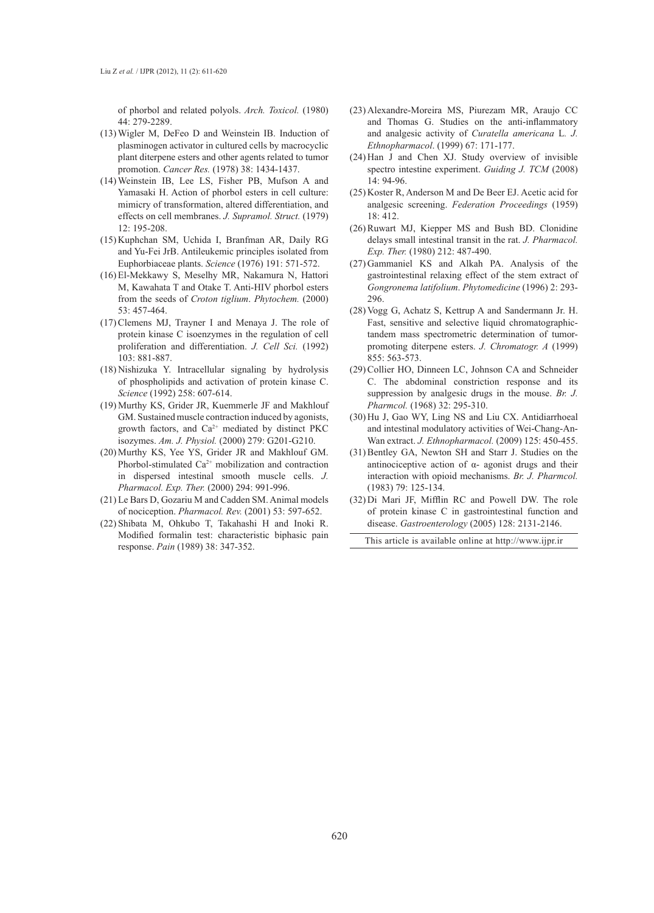of phorbol and related polyols. *Arch. Toxicol.* (1980) 44: 279-2289.

(13) Wigler M, DeFeo D and Weinstein IB. Induction of plasminogen activator in cultured cells by macrocyclic plant diterpene esters and other agents related to tumor promotion. *Cancer Res.* (1978) 38: 1434-1437.

(14) Weinstein IB, Lee LS, Fisher PB, Mufson A and Yamasaki H. Action of phorbol esters in cell culture: mimicry of transformation, altered differentiation, and effects on cell membranes. *J. Supramol. Struct.* (1979) 12: 195-208.

(15) Kuphchan SM, Uchida I, Branfman AR, Daily RG and Yu-Fei JrB. Antileukemic principles isolated from Euphorbiaceae plants. *Science* (1976) 191: 571-572.

(16) El-Mekkawy S, Meselhy MR, Nakamura N, Hattori M, Kawahata T and Otake T. Anti-HIV phorbol esters from the seeds of *Croton tiglium*. *Phytochem.* (2000) 53: 457-464.

(17) Clemens MJ, Trayner I and Menaya J. The role of protein kinase C isoenzymes in the regulation of cell proliferation and differentiation. *J. Cell Sci.* (1992) 103: 881-887.

(18) Nishizuka Y. Intracellular signaling by hydrolysis of phospholipids and activation of protein kinase C. *Science* (1992) 258: 607-614.

(19) Murthy KS, Grider JR, Kuemmerle JF and Makhlouf GM. Sustained muscle contraction induced by agonists, growth factors, and $Ca^{2+}$ mediated by distinct PKC isozymes. *Am. J. Physiol.* (2000) 279: G201-G210.

(20) Murthy KS, Yee YS, Grider JR and Makhlouf GM. Phorbol-stimulated $Ca^{2+}$ mobilization and contraction in dispersed intestinal smooth muscle cells. *J. Pharmacol. Exp. Ther.* (2000) 294: 991-996.

(21) Le Bars D, Gozariu M and Cadden SM. Animal models of nociception. *Pharmacol. Rev.* (2001) 53: 597-652.

(22) Shibata M, Ohkubo T, Takahashi H and Inoki R. Modified formalin test: characteristic biphasic pain response. *Pain* (1989) 38: 347-352.

(23) Alexandre-Moreira MS, Piurezam MR, Araujo CC and Thomas G. Studies on the anti-inflammatory and analgesic activity of *Curatella americana* L. *J. Ethnopharmacol*. (1999) 67: 171-177.

(24) Han J and Chen XJ. Study overview of invisible spectro intestine experiment. *Guiding J. TCM* (2008) 14: 94-96.

(25) Koster R, Anderson M and De Beer EJ. Acetic acid for analgesic screening. *Federation Proceedings* (1959) 18: 412.

(26) Ruwart MJ, Kiepper MS and Bush BD. Clonidine delays small intestinal transit in the rat. *J. Pharmacol. Exp. Ther.* (1980) 212: 487-490.

(27) Gammaniel KS and Alkah PA. Analysis of the gastrointestinal relaxing effect of the stem extract of *Gongronema latifolium*. *Phytomedicine* (1996) 2: 293-296.

(28) Vogg G, Achatz S, Kettrup A and Sandermann Jr. H. Fast, sensitive and selective liquid chromatographic-tandem mass spectrometric determination of tumor-promoting diterpene esters. *J. Chromatogr. A* (1999) 855: 563-573.

(29) Collier HO, Dinneen LC, Johnson CA and Schneider C. The abdominal constriction response and its suppression by analgesic drugs in the mouse. *Br. J. Pharmcol.* (1968) 32: 295-310.

(30) Hu J, Gao WY, Ling NS and Liu CX. Antidiarrhoeal and intestinal modulatory activities of Wei-Chang-An-Wan extract. *J. Ethnopharmacol.* (2009) 125: 450-455.

(31) Bentley GA, Newton SH and Starr J. Studies on the antinociceptive action of α- agonist drugs and their interaction with opioid mechanisms. *Br. J. Pharmcol.* (1983) 79: 125-134.

(32) Di Mari JF, Mifflin RC and Powell DW. The role of protein kinase C in gastrointestinal function and disease. *Gastroenterology* (2005) 128: 2131-2146.

This article is available online at http://www.ijpr.ir